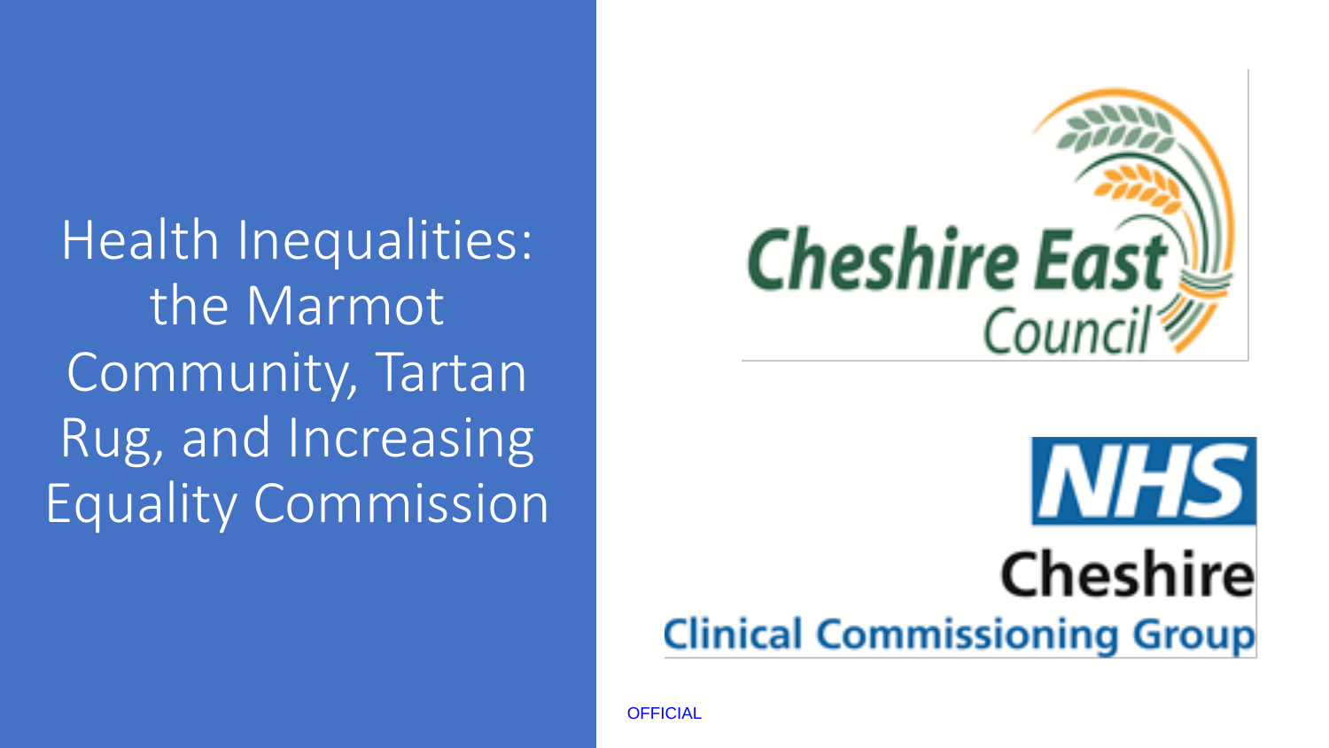# Health Inequalities: the Marmot Community, Tartan Rug, and Increasing Equality Commission

Cheshire East Council

NHS Cheshire Clinical Commissioning Group

OFFICIAL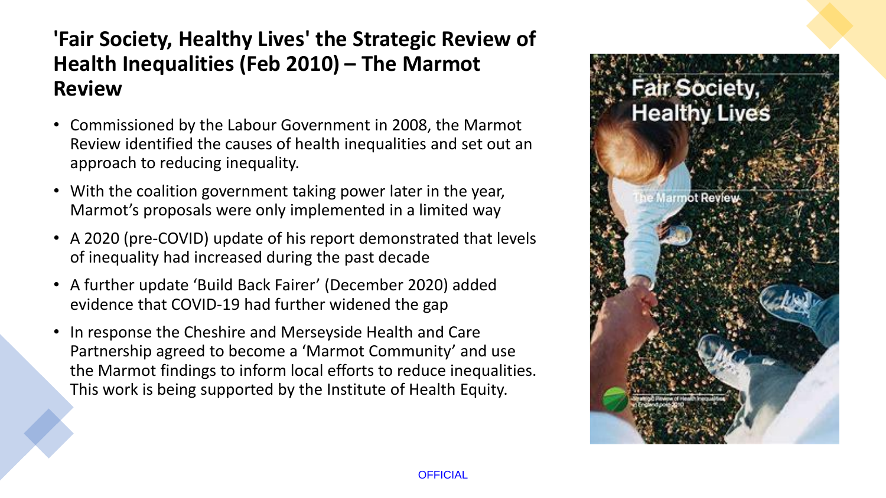## 'Fair Society, Healthy Lives' the Strategic Review of Health Inequalities (Feb 2010) – The Marmot Review

- Commissioned by the Labour Government in 2008, the Marmot Review identified the causes of health inequalities and set out an approach to reducing inequality.
- With the coalition government taking power later in the year, Marmot's proposals were only implemented in a limited way
- A 2020 (pre-COVID) update of his report demonstrated that levels of inequality had increased during the past decade
- A further update 'Build Back Fairer' (December 2020) added evidence that COVID-19 had further widened the gap
- In response the Cheshire and Merseyside Health and Care Partnership agreed to become a 'Marmot Community' and use the Marmot findings to inform local efforts to reduce inequalities. This work is being supported by the Institute of Health Equity.

OFFICIAL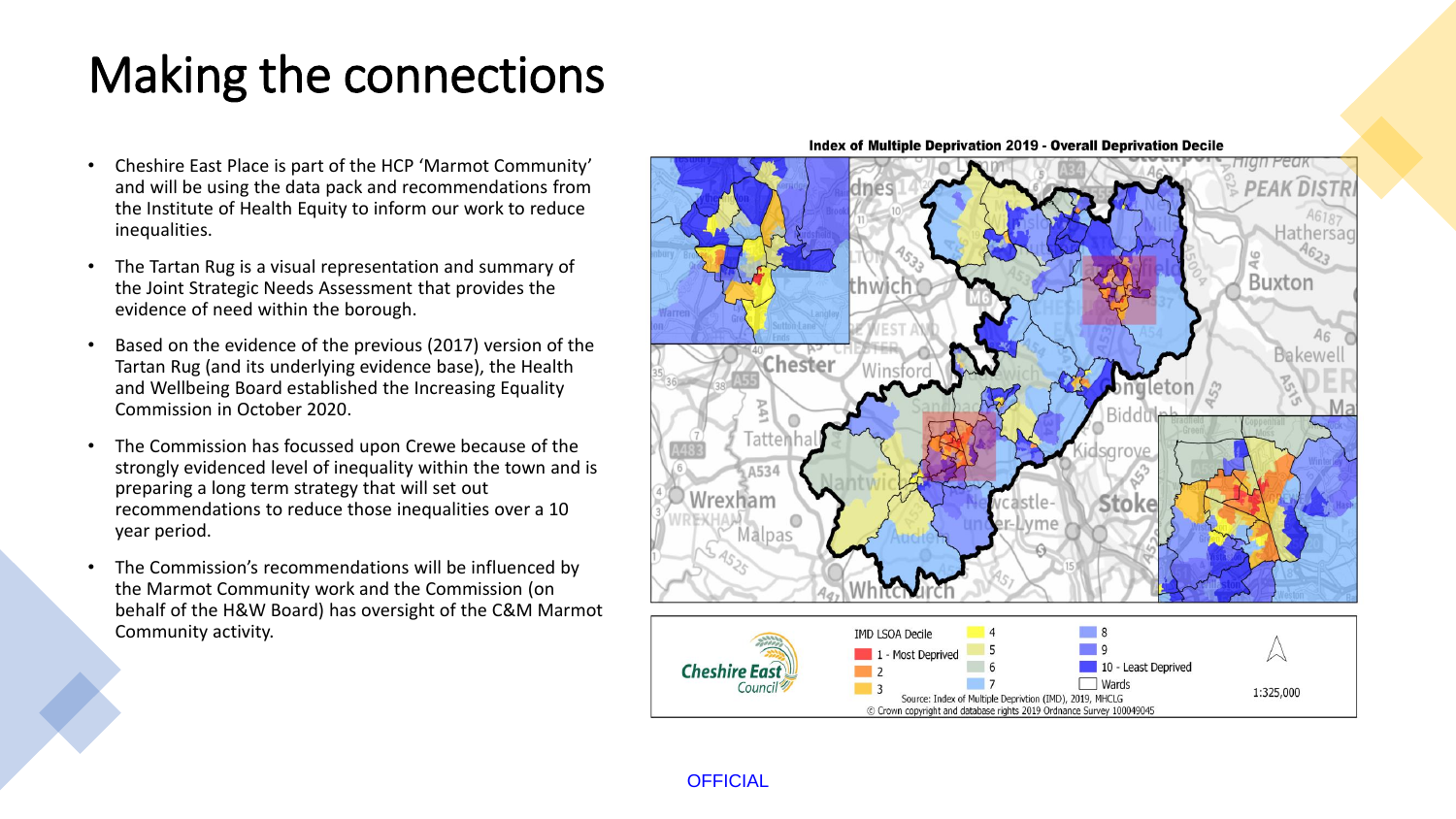# Making the connections

- Cheshire East Place is part of the HCP 'Marmot Community' and will be using the data pack and recommendations from the Institute of Health Equity to inform our work to reduce inequalities.
- The Tartan Rug is a visual representation and summary of the Joint Strategic Needs Assessment that provides the evidence of need within the borough.
- Based on the evidence of the previous (2017) version of the Tartan Rug (and its underlying evidence base), the Health and Wellbeing Board established the Increasing Equality Commission in October 2020.
- The Commission has focussed upon Crewe because of the strongly evidenced level of inequality within the town and is preparing a long term strategy that will set out recommendations to reduce those inequalities over a 10 year period.
- The Commission's recommendations will be influenced by the Marmot Community work and the Commission (on behalf of the H&W Board) has oversight of the C&M Marmot Community activity.

**Index of Multiple Deprivation 2019 - Overall Deprivation Decile**

IMD LSOA Decile
1 - Most Deprived
2
3
4
5
6
7
8
9
10 - Least Deprived
Wards

Cheshire East Council

1:325,000

Source: Index of Multiple Deprivtion (IMD), 2019, MHCLG
© Crown copyright and database rights 2019 Ordnance Survey 100049045

OFFICIAL